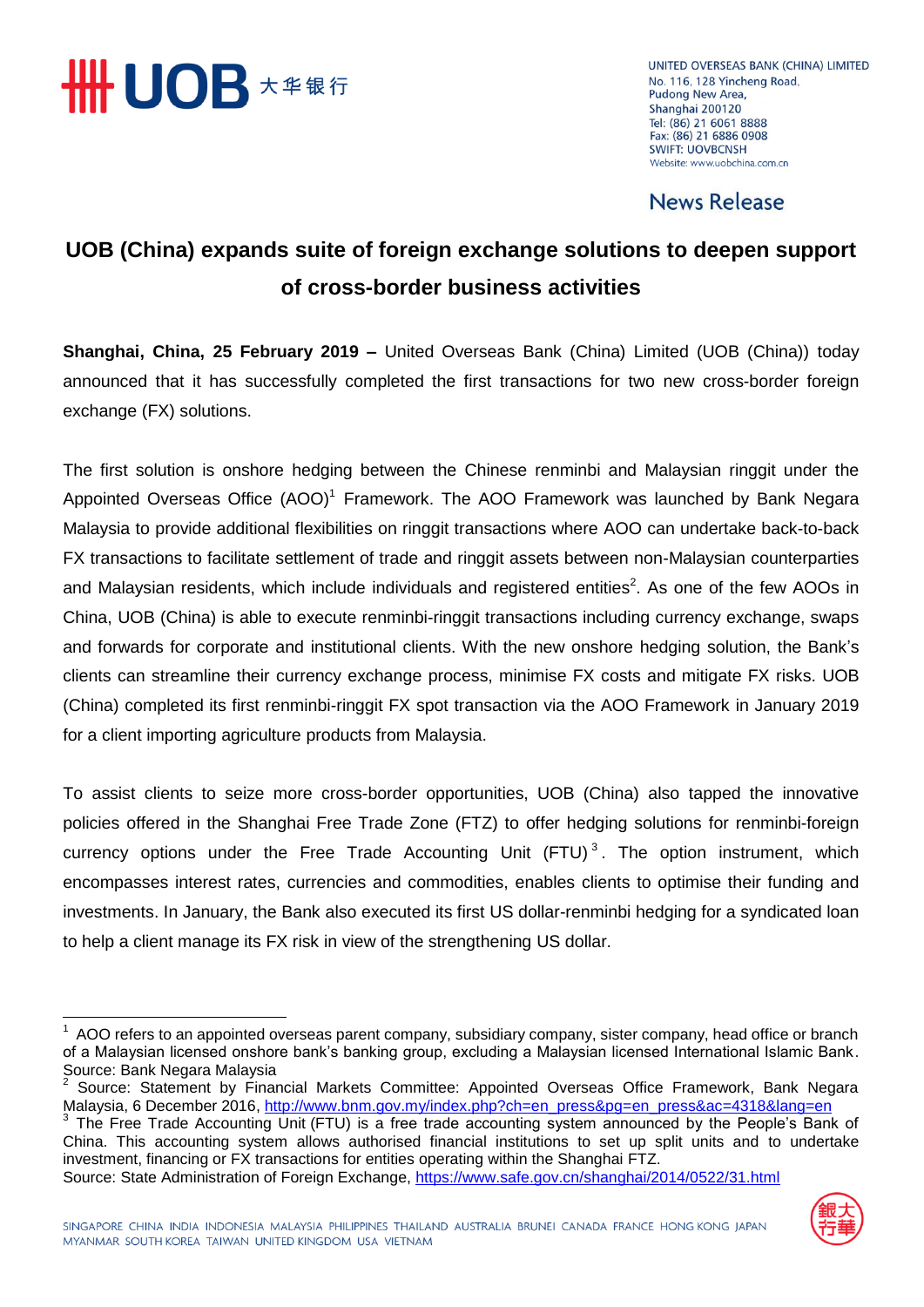UNITED OVERSEAS BANK (CHINA) LIMITED
No. 116, 128 Yincheng Road,
Pudong New Area,
Shanghai 200120
Tel: (86) 21 6061 8888
Fax: (86) 21 6886 0908
SWIFT: UOVBCNSH
Website: www.uobchina.com.cn

News Release

# UOB (China) expands suite of foreign exchange solutions to deepen support of cross-border business activities

**Shanghai, China, 25 February 2019 –** United Overseas Bank (China) Limited (UOB (China)) today announced that it has successfully completed the first transactions for two new cross-border foreign exchange (FX) solutions.

The first solution is onshore hedging between the Chinese renminbi and Malaysian ringgit under the Appointed Overseas Office (AOO)[1] Framework. The AOO Framework was launched by Bank Negara Malaysia to provide additional flexibilities on ringgit transactions where AOO can undertake back-to-back FX transactions to facilitate settlement of trade and ringgit assets between non-Malaysian counterparties and Malaysian residents, which include individuals and registered entities[2]. As one of the few AOOs in China, UOB (China) is able to execute renminbi-ringgit transactions including currency exchange, swaps and forwards for corporate and institutional clients. With the new onshore hedging solution, the Bank's clients can streamline their currency exchange process, minimise FX costs and mitigate FX risks. UOB (China) completed its first renminbi-ringgit FX spot transaction via the AOO Framework in January 2019 for a client importing agriculture products from Malaysia.

To assist clients to seize more cross-border opportunities, UOB (China) also tapped the innovative policies offered in the Shanghai Free Trade Zone (FTZ) to offer hedging solutions for renminbi-foreign currency options under the Free Trade Accounting Unit (FTU)[3]. The option instrument, which encompasses interest rates, currencies and commodities, enables clients to optimise their funding and investments. In January, the Bank also executed its first US dollar-renminbi hedging for a syndicated loan to help a client manage its FX risk in view of the strengthening US dollar.

---

[1] AOO refers to an appointed overseas parent company, subsidiary company, sister company, head office or branch of a Malaysian licensed onshore bank's banking group, excluding a Malaysian licensed International Islamic Bank. Source: Bank Negara Malaysia

[2] Source: Statement by Financial Markets Committee: Appointed Overseas Office Framework, Bank Negara Malaysia, 6 December 2016, http://www.bnm.gov.my/index.php?ch=en_press&pg=en_press&ac=4318&lang=en

[3] The Free Trade Accounting Unit (FTU) is a free trade accounting system announced by the People's Bank of China. This accounting system allows authorised financial institutions to set up split units and to undertake investment, financing or FX transactions for entities operating within the Shanghai FTZ. Source: State Administration of Foreign Exchange, https://www.safe.gov.cn/shanghai/2014/0522/31.html

SINGAPORE CHINA INDIA INDONESIA MALAYSIA PHILIPPINES THAILAND AUSTRALIA BRUNEI CANADA FRANCE HONG KONG JAPAN MYANMAR SOUTH KOREA TAIWAN UNITED KINGDOM USA VIETNAM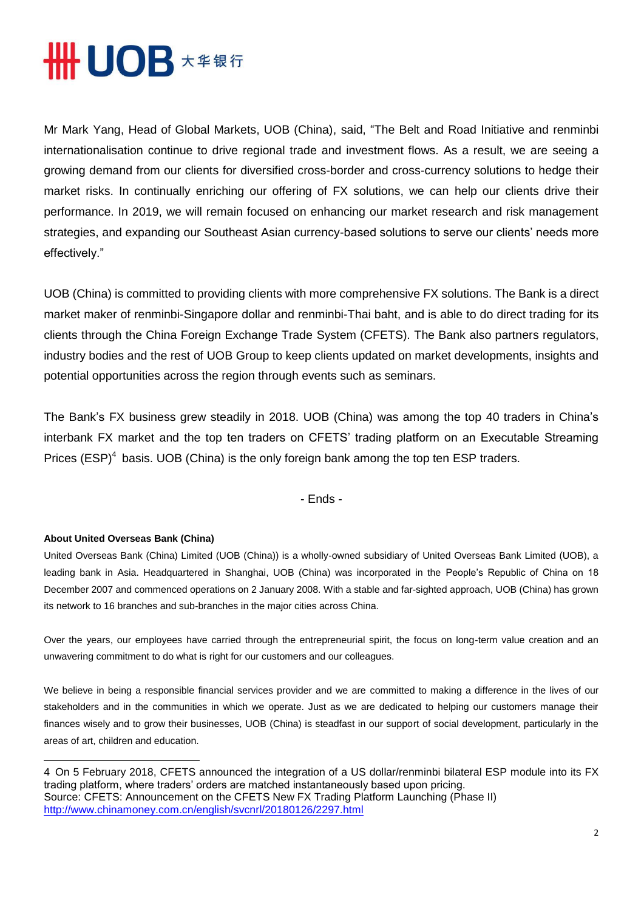Mr Mark Yang, Head of Global Markets, UOB (China), said, “The Belt and Road Initiative and renminbi internationalisation continue to drive regional trade and investment flows. As a result, we are seeing a growing demand from our clients for diversified cross-border and cross-currency solutions to hedge their market risks. In continually enriching our offering of FX solutions, we can help our clients drive their performance. In 2019, we will remain focused on enhancing our market research and risk management strategies, and expanding our Southeast Asian currency-based solutions to serve our clients’ needs more effectively.”

UOB (China) is committed to providing clients with more comprehensive FX solutions. The Bank is a direct market maker of renminbi-Singapore dollar and renminbi-Thai baht, and is able to do direct trading for its clients through the China Foreign Exchange Trade System (CFETS). The Bank also partners regulators, industry bodies and the rest of UOB Group to keep clients updated on market developments, insights and potential opportunities across the region through events such as seminars.

The Bank’s FX business grew steadily in 2018. UOB (China) was among the top 40 traders in China’s interbank FX market and the top ten traders on CFETS’ trading platform on an Executable Streaming Prices (ESP)[4] basis. UOB (China) is the only foreign bank among the top ten ESP traders.

- Ends -

**About United Overseas Bank (China)**

United Overseas Bank (China) Limited (UOB (China)) is a wholly-owned subsidiary of United Overseas Bank Limited (UOB), a leading bank in Asia. Headquartered in Shanghai, UOB (China) was incorporated in the People’s Republic of China on 18 December 2007 and commenced operations on 2 January 2008. With a stable and far-sighted approach, UOB (China) has grown its network to 16 branches and sub-branches in the major cities across China.

Over the years, our employees have carried through the entrepreneurial spirit, the focus on long-term value creation and an unwavering commitment to do what is right for our customers and our colleagues.

We believe in being a responsible financial services provider and we are committed to making a difference in the lives of our stakeholders and in the communities in which we operate. Just as we are dedicated to helping our customers manage their finances wisely and to grow their businesses, UOB (China) is steadfast in our support of social development, particularly in the areas of art, children and education.

---

4 On 5 February 2018, CFETS announced the integration of a US dollar/renminbi bilateral ESP module into its FX trading platform, where traders’ orders are matched instantaneously based upon pricing.
Source: CFETS: Announcement on the CFETS New FX Trading Platform Launching (Phase II)
http://www.chinamoney.com.cn/english/svcnrl/20180126/2297.html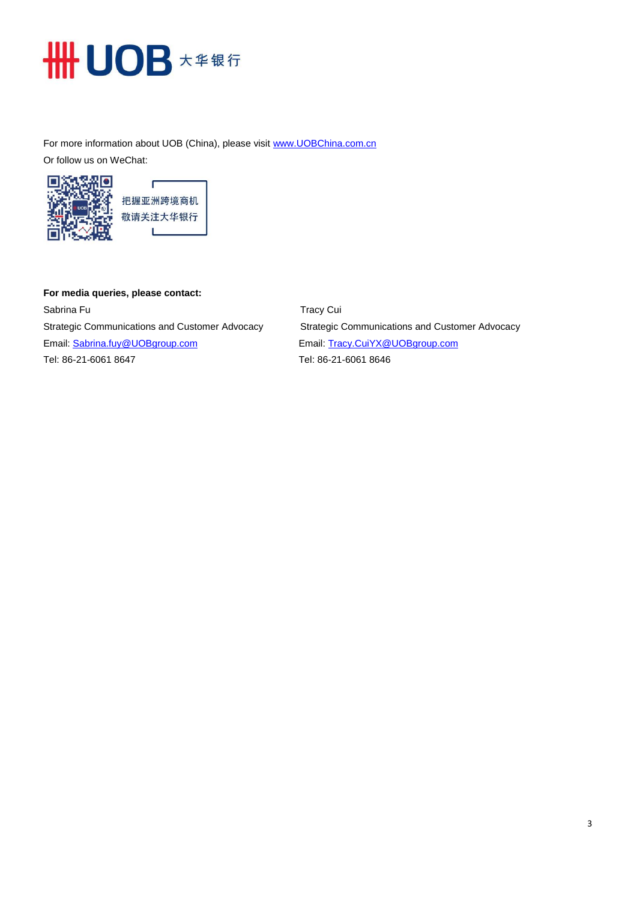For more information about UOB (China), please visit www.UOBChina.com.cn

Or follow us on WeChat:

把握亚洲跨境商机
敬请关注大华银行

**For media queries, please contact:**

Sabrina Fu
Strategic Communications and Customer Advocacy
Email: Sabrina.fuy@UOBgroup.com
Tel: 86-21-6061 8647

Tracy Cui
Strategic Communications and Customer Advocacy
Email: Tracy.CuiYX@UOBgroup.com
Tel: 86-21-6061 8646